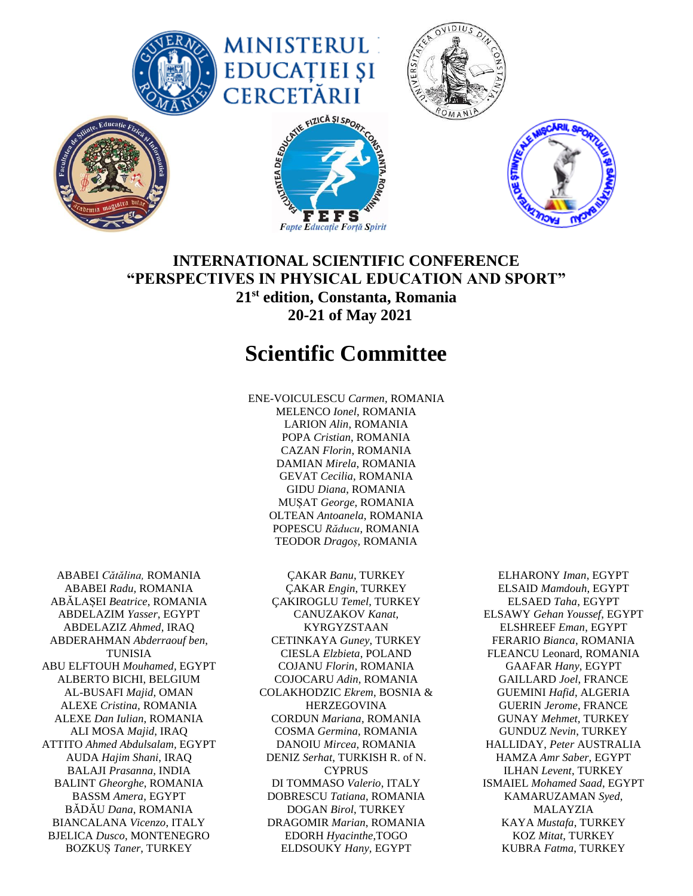MINISTERUL EDUCAȚIEI ȘI CERCETĂRII

# INTERNATIONAL SCIENTIFIC CONFERENCE "PERSPECTIVES IN PHYSICAL EDUCATION AND SPORT"

**21st edition, Constanta, Romania**

**20-21 of May 2021**

## Scientific Committee

ENE-VOICULESCU *Carmen*, ROMANIA
MELENCO *Ionel*, ROMANIA
LARION *Alin*, ROMANIA
POPA *Cristian*, ROMANIA
CAZAN *Florin*, ROMANIA
DAMIAN *Mirela*, ROMANIA
GEVAT *Cecilia*, ROMANIA
GIDU *Diana*, ROMANIA
MUȘAT *George*, ROMANIA
OLTEAN *Antoanela*, ROMANIA
POPESCU *Răducu*, ROMANIA
TEODOR *Dragoș*, ROMANIA

ABABEI *Cătălina*, ROMANIA
ABABEI *Radu*, ROMANIA
ABĂLAȘEI *Beatrice*, ROMANIA
ABDELAZIM *Yasser*, EGYPT
ABDELAZIZ *Ahmed*, IRAQ
ABDERAHMAN *Abderraouf ben*, TUNISIA
ABU ELFTOUH *Mouhamed*, EGYPT
ALBERTO BICHI, BELGIUM
AL-BUSAFI *Majid*, OMAN
ALEXE *Cristina*, ROMANIA
ALEXE *Dan Iulian*, ROMANIA
ALI MOSA *Majid*, IRAQ
ATTITO *Ahmed Abdulsalam*, EGYPT
AUDA *Hajim Shani*, IRAQ
BALAJI *Prasanna*, INDIA
BALINT *Gheorghe*, ROMANIA
BASSM *Amera*, EGYPT
BĂDĂU *Dana*, ROMANIA
BIANCALANA *Vicenzo*, ITALY
BJELICA *Dusco*, MONTENEGRO
BOZKUȘ *Taner*, TURKEY

ÇAKAR *Banu*, TURKEY
ÇAKAR *Engin*, TURKEY
ÇAKIROGLU *Temel*, TURKEY
CANUZAKOV *Kanat*, KYRGYZSTAAN
CETINKAYA *Guney*, TURKEY
CIESLA *Elzbieta*, POLAND
COJANU *Florin*, ROMANIA
COJOCARU *Adin*, ROMANIA
COLAKHODZIC *Ekrem*, BOSNIA & HERZEGOVINA
CORDUN *Mariana*, ROMANIA
COSMA *Germina*, ROMANIA
DANOIU *Mircea*, ROMANIA
DENIZ *Serhat*, TURKISH R. of N. CYPRUS
DI TOMMASO *Valerio*, ITALY
DOBRESCU *Tatiana*, ROMANIA
DOGAN *Birol*, TURKEY
DRAGOMIR *Marian*, ROMANIA
EDORH *Hyacinthe*,TOGO
ELDSOUKY *Hany*, EGYPT

ELHARONY *Iman*, EGYPT
ELSAID *Mamdouh*, EGYPT
ELSAED *Taha*, EGYPT
ELSAWY *Gehan Youssef*, EGYPT
ELSHREEF *Eman*, EGYPT
FERARIO *Bianca*, ROMANIA
FLEANCU Leonard, ROMANIA
GAAFAR *Hany*, EGYPT
GAILLARD *Joel*, FRANCE
GUEMINI *Hafid*, ALGERIA
GUERIN *Jerome*, FRANCE
GUNAY *Mehmet*, TURKEY
GUNDUZ *Nevin*, TURKEY
HALLIDAY, *Peter* AUSTRALIA
HAMZA *Amr Saber*, EGYPT
ILHAN *Levent*, TURKEY
ISMAIEL *Mohamed Saad*, EGYPT
KAMARUZAMAN *Syed*, MALAYZIA
KAYA *Mustafa*, TURKEY
KOZ *Mitat*, TURKEY
KUBRA *Fatma*, TURKEY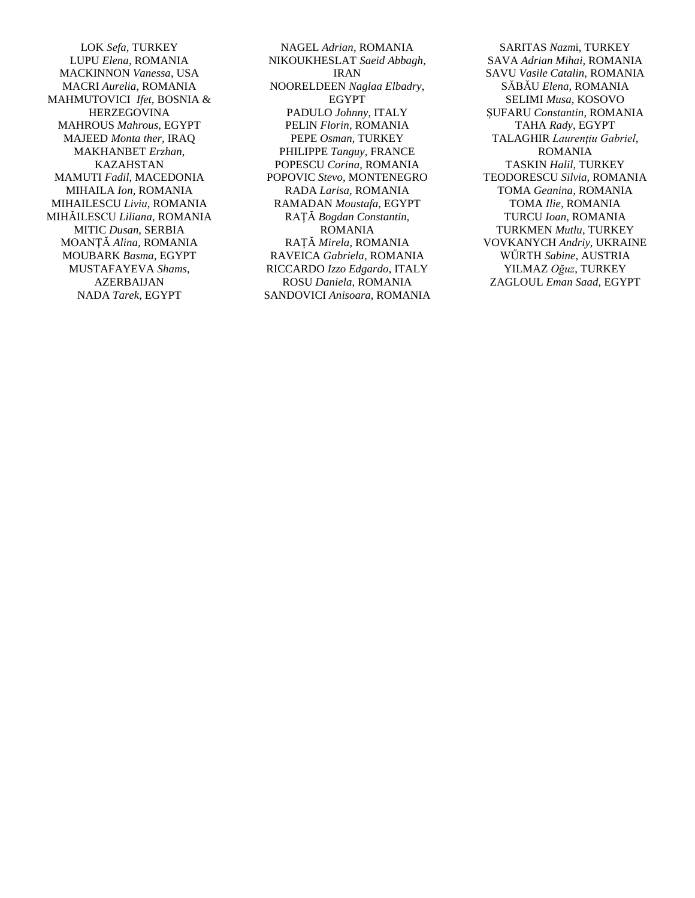LOK *Sefa*, TURKEY
LUPU *Elena*, ROMANIA
MACKINNON *Vanessa*, USA
MACRI *Aurelia*, ROMANIA
MAHMUTOVICI *Ifet*, BOSNIA & HERZEGOVINA
MAHROUS *Mahrous*, EGYPT
MAJEED *Monta ther*, IRAQ
MAKHANBET *Erzhan*, KAZAHSTAN
MAMUTI *Fadil*, MACEDONIA
MIHAILA *Ion*, ROMANIA
MIHAILESCU *Liviu*, ROMANIA
MIHĂILESCU *Liliana*, ROMANIA
MITIC *Dusan*, SERBIA
MOANȚĂ *Alina*, ROMANIA
MOUBARK *Basma*, EGYPT
MUSTAFAYEVA *Shams*, AZERBAIJAN
NADA *Tarek*, EGYPT

NAGEL *Adrian*, ROMANIA
NIKOUKHESLAT *Saeid Abbagh*, IRAN
NOORELDEEN *Naglaa Elbadry*, EGYPT
PADULO *Johnny*, ITALY
PELIN *Florin*, ROMANIA
PEPE *Osman*, TURKEY
PHILIPPE *Tanguy*, FRANCE
POPESCU *Corina*, ROMANIA
POPOVIC *Stevo*, MONTENEGRO
RADA *Larisa*, ROMANIA
RAMADAN *Moustafa*, EGYPT
RAȚĂ *Bogdan Constantin*, ROMANIA
RAȚĂ *Mirela*, ROMANIA
RAVEICA *Gabriela*, ROMANIA
RICCARDO *Izzo Edgardo*, ITALY
ROSU *Daniela*, ROMANIA
SANDOVICI *Anisoara*, ROMANIA

SARITAS *Nazmi*, TURKEY
SAVA *Adrian Mihai*, ROMANIA
SAVU *Vasile Catalin*, ROMANIA
SĂBĂU *Elena*, ROMANIA
SELIMI *Musa*, KOSOVO
ȘUFARU *Constantin*, ROMANIA
TAHA *Rady*, EGYPT
TALAGHIR *Laurențiu Gabriel*, ROMANIA
TASKIN *Halil*, TURKEY
TEODORESCU *Silvia*, ROMANIA
TOMA *Geanina*, ROMANIA
TOMA *Ilie*, ROMANIA
TURCU *Ioan*, ROMANIA
TURKMEN *Mutlu*, TURKEY
VOVKANYCH *Andriy*, UKRAINE
WŰRTH *Sabine*, AUSTRIA
YILMAZ *Oğuz*, TURKEY
ZAGLOUL *Eman Saad*, EGYPT